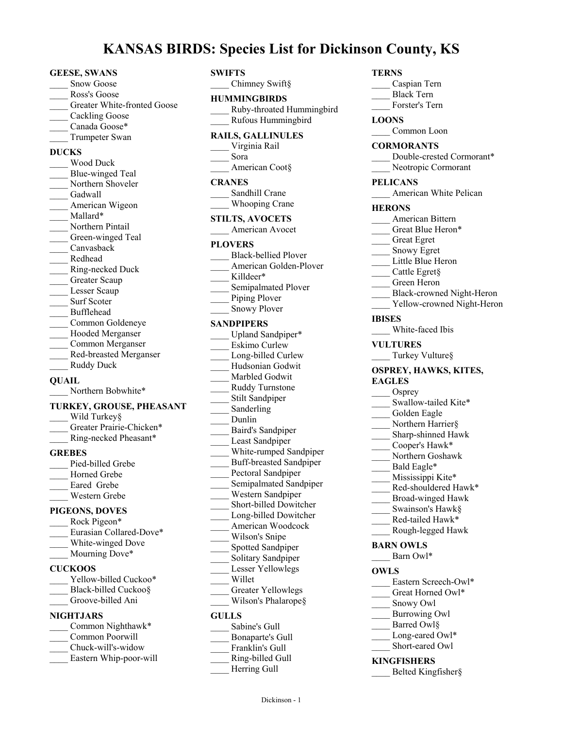# KANSAS BIRDS: Species List for Dickinson County, KS

**GEESE, SWANS**
____ Snow Goose
____ Ross's Goose
____ Greater White-fronted Goose
____ Cackling Goose
____ Canada Goose*
____ Trumpeter Swan

**DUCKS**
____ Wood Duck
____ Blue-winged Teal
____ Northern Shoveler
____ Gadwall
____ American Wigeon
____ Mallard*
____ Northern Pintail
____ Green-winged Teal
____ Canvasback
____ Redhead
____ Ring-necked Duck
____ Greater Scaup
____ Lesser Scaup
____ Surf Scoter
____ Bufflehead
____ Common Goldeneye
____ Hooded Merganser
____ Common Merganser
____ Red-breasted Merganser
____ Ruddy Duck

**QUAIL**
____ Northern Bobwhite*

**TURKEY, GROUSE, PHEASANT**
____ Wild Turkey§
____ Greater Prairie-Chicken*
____ Ring-necked Pheasant*

**GREBES**
____ Pied-billed Grebe
____ Horned Grebe
____ Eared Grebe
____ Western Grebe

**PIGEONS, DOVES**
____ Rock Pigeon*
____ Eurasian Collared-Dove*
____ White-winged Dove
____ Mourning Dove*

**CUCKOOS**
____ Yellow-billed Cuckoo*
____ Black-billed Cuckoo§
____ Groove-billed Ani

**NIGHTJARS**
____ Common Nighthawk*
____ Common Poorwill
____ Chuck-will's-widow
____ Eastern Whip-poor-will

**SWIFTS**
____ Chimney Swift§

**HUMMINGBIRDS**
____ Ruby-throated Hummingbird
____ Rufous Hummingbird

**RAILS, GALLINULES**
____ Virginia Rail
____ Sora
____ American Coot§

**CRANES**
____ Sandhill Crane
____ Whooping Crane

**STILTS, AVOCETS**
____ American Avocet

**PLOVERS**
____ Black-bellied Plover
____ American Golden-Plover
____ Killdeer*
____ Semipalmated Plover
____ Piping Plover
____ Snowy Plover

**SANDPIPERS**
____ Upland Sandpiper*
____ Eskimo Curlew
____ Long-billed Curlew
____ Hudsonian Godwit
____ Marbled Godwit
____ Ruddy Turnstone
____ Stilt Sandpiper
____ Sanderling
____ Dunlin
____ Baird's Sandpiper
____ Least Sandpiper
____ White-rumped Sandpiper
____ Buff-breasted Sandpiper
____ Pectoral Sandpiper
____ Semipalmated Sandpiper
____ Western Sandpiper
____ Short-billed Dowitcher
____ Long-billed Dowitcher
____ American Woodcock
____ Wilson's Snipe
____ Spotted Sandpiper
____ Solitary Sandpiper
____ Lesser Yellowlegs
____ Willet
____ Greater Yellowlegs
____ Wilson's Phalarope§

**GULLS**
____ Sabine's Gull
____ Bonaparte's Gull
____ Franklin's Gull
____ Ring-billed Gull
____ Herring Gull

**TERNS**
____ Caspian Tern
____ Black Tern
____ Forster's Tern

**LOONS**
____ Common Loon

**CORMORANTS**
____ Double-crested Cormorant*
____ Neotropic Cormorant

**PELICANS**
____ American White Pelican

**HERONS**
____ American Bittern
____ Great Blue Heron*
____ Great Egret
____ Snowy Egret
____ Little Blue Heron
____ Cattle Egret§
____ Green Heron
____ Black-crowned Night-Heron
____ Yellow-crowned Night-Heron

**IBISES**
____ White-faced Ibis

**VULTURES**
____ Turkey Vulture§

**OSPREY, HAWKS, KITES, EAGLES**
____ Osprey
____ Swallow-tailed Kite*
____ Golden Eagle
____ Northern Harrier§
____ Sharp-shinned Hawk
____ Cooper's Hawk*
____ Northern Goshawk
____ Bald Eagle*
____ Mississippi Kite*
____ Red-shouldered Hawk*
____ Broad-winged Hawk
____ Swainson's Hawk§
____ Red-tailed Hawk*
____ Rough-legged Hawk

**BARN OWLS**
____ Barn Owl*

**OWLS**
____ Eastern Screech-Owl*
____ Great Horned Owl*
____ Snowy Owl
____ Burrowing Owl
____ Barred Owl§
____ Long-eared Owl*
____ Short-eared Owl

**KINGFISHERS**
____ Belted Kingfisher§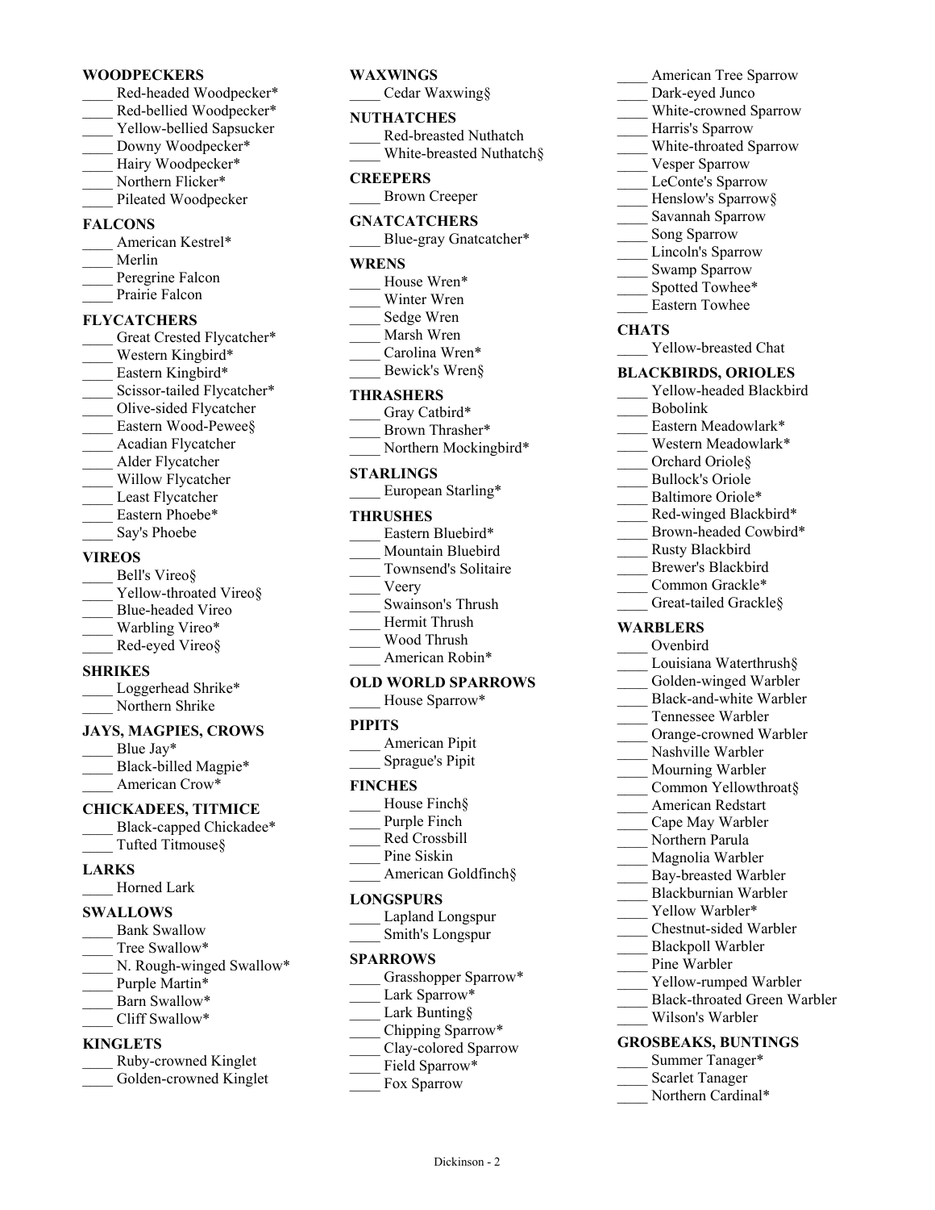### WOODPECKERS

- ____ Red-headed Woodpecker*
- ____ Red-bellied Woodpecker*
- ____ Yellow-bellied Sapsucker
- ____ Downy Woodpecker*
- ____ Hairy Woodpecker*
- ____ Northern Flicker*
- ____ Pileated Woodpecker

### FALCONS

- ____ American Kestrel*
- ____ Merlin
- ____ Peregrine Falcon
- ____ Prairie Falcon

### FLYCATCHERS

- ____ Great Crested Flycatcher*
- ____ Western Kingbird*
- ____ Eastern Kingbird*
- ____ Scissor-tailed Flycatcher*
- ____ Olive-sided Flycatcher
- ____ Eastern Wood-Pewee§
- ____ Acadian Flycatcher
- ____ Alder Flycatcher
- ____ Willow Flycatcher
- ____ Least Flycatcher
- ____ Eastern Phoebe*
- ____ Say's Phoebe

### VIREOS

- ____ Bell's Vireo§
- ____ Yellow-throated Vireo§
- ____ Blue-headed Vireo
- ____ Warbling Vireo*
- ____ Red-eyed Vireo§

### SHRIKES

- ____ Loggerhead Shrike*
- ____ Northern Shrike

### JAYS, MAGPIES, CROWS

- ____ Blue Jay*
- ____ Black-billed Magpie*
- ____ American Crow*

### CHICKADEES, TITMICE

- ____ Black-capped Chickadee*
- ____ Tufted Titmouse§

### LARKS

- ____ Horned Lark

### SWALLOWS

- ____ Bank Swallow
- ____ Tree Swallow*
- ____ N. Rough-winged Swallow*
- ____ Purple Martin*
- ____ Barn Swallow*
- ____ Cliff Swallow*

### KINGLETS

- ____ Ruby-crowned Kinglet
- ____ Golden-crowned Kinglet

### WAXWINGS

- ____ Cedar Waxwing§

### NUTHATCHES

- ____ Red-breasted Nuthatch
- ____ White-breasted Nuthatch§

### CREEPERS

- ____ Brown Creeper

### GNATCATCHERS

- ____ Blue-gray Gnatcatcher*

### WRENS

- ____ House Wren*
- ____ Winter Wren
- ____ Sedge Wren
- ____ Marsh Wren
- ____ Carolina Wren*
- ____ Bewick's Wren§

### THRASHERS

- ____ Gray Catbird*
- ____ Brown Thrasher*
- ____ Northern Mockingbird*

### STARLINGS

- ____ European Starling*

### THRUSHES

- ____ Eastern Bluebird*
- ____ Mountain Bluebird
- ____ Townsend's Solitaire
- ____ Veery
- ____ Swainson's Thrush
- ____ Hermit Thrush
- ____ Wood Thrush
- ____ American Robin*

### OLD WORLD SPARROWS

- ____ House Sparrow*

### PIPITS

- ____ American Pipit
- ____ Sprague's Pipit

### FINCHES

- ____ House Finch§
- ____ Purple Finch
- ____ Red Crossbill
- ____ Pine Siskin
- ____ American Goldfinch§

### LONGSPURS

- ____ Lapland Longspur
- ____ Smith's Longspur

### SPARROWS

- ____ Grasshopper Sparrow*
- ____ Lark Sparrow*
- ____ Lark Bunting§
- ____ Chipping Sparrow*
- ____ Clay-colored Sparrow
- ____ Field Sparrow*
- ____ Fox Sparrow
- ____ American Tree Sparrow
- ____ Dark-eyed Junco
- ____ White-crowned Sparrow
- ____ Harris's Sparrow
- ____ White-throated Sparrow
- ____ Vesper Sparrow
- ____ LeConte's Sparrow
- ____ Henslow's Sparrow§
- ____ Savannah Sparrow
- ____ Song Sparrow
- ____ Lincoln's Sparrow
- ____ Swamp Sparrow
- ____ Spotted Towhee*
- ____ Eastern Towhee

### CHATS

- ____ Yellow-breasted Chat

### BLACKBIRDS, ORIOLES

- ____ Yellow-headed Blackbird
- ____ Bobolink
- ____ Eastern Meadowlark*
- ____ Western Meadowlark*
- ____ Orchard Oriole§
- ____ Bullock's Oriole
- ____ Baltimore Oriole*
- ____ Red-winged Blackbird*
- ____ Brown-headed Cowbird*
- ____ Rusty Blackbird
- ____ Brewer's Blackbird
- ____ Common Grackle*
- ____ Great-tailed Grackle§

### WARBLERS

- ____ Ovenbird
- ____ Louisiana Waterthrush§
- ____ Golden-winged Warbler
- ____ Black-and-white Warbler
- ____ Tennessee Warbler
- ____ Orange-crowned Warbler
- ____ Nashville Warbler
- ____ Mourning Warbler
- ____ Common Yellowthroat§
- ____ American Redstart
- ____ Cape May Warbler
- ____ Northern Parula
- ____ Magnolia Warbler
- ____ Bay-breasted Warbler
- ____ Blackburnian Warbler
- ____ Yellow Warbler*
- ____ Chestnut-sided Warbler
- ____ Blackpoll Warbler
- ____ Pine Warbler
- ____ Yellow-rumped Warbler
- ____ Black-throated Green Warbler
- ____ Wilson's Warbler

### GROSBEAKS, BUNTINGS

- ____ Summer Tanager*
- ____ Scarlet Tanager
- ____ Northern Cardinal*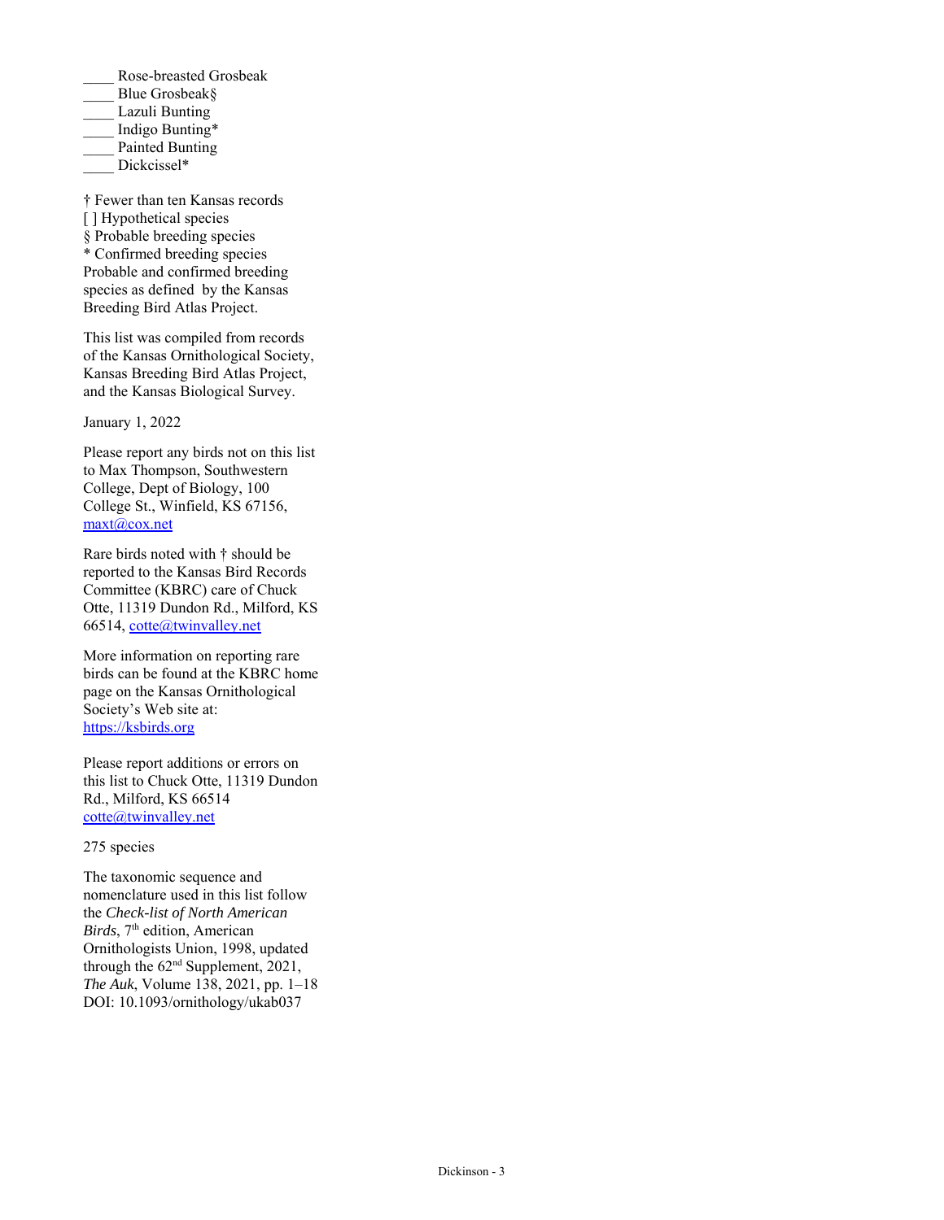____ Rose-breasted Grosbeak
____ Blue Grosbeak§
____ Lazuli Bunting
____ Indigo Bunting*
____ Painted Bunting
____ Dickcissel*

† Fewer than ten Kansas records
[ ] Hypothetical species
§ Probable breeding species
* Confirmed breeding species
Probable and confirmed breeding species as defined by the Kansas Breeding Bird Atlas Project.

This list was compiled from records of the Kansas Ornithological Society, Kansas Breeding Bird Atlas Project, and the Kansas Biological Survey.

January 1, 2022

Please report any birds not on this list to Max Thompson, Southwestern College, Dept of Biology, 100 College St., Winfield, KS 67156, [maxt@cox.net](mailto:maxt@cox.net)

Rare birds noted with † should be reported to the Kansas Bird Records Committee (KBRC) care of Chuck Otte, 11319 Dundon Rd., Milford, KS 66514, [cotte@twinvalley.net](mailto:cotte@twinvalley.net)

More information on reporting rare birds can be found at the KBRC home page on the Kansas Ornithological Society's Web site at: [https://ksbirds.org](https://ksbirds.org)

Please report additions or errors on this list to Chuck Otte, 11319 Dundon Rd., Milford, KS 66514 [cotte@twinvalley.net](mailto:cotte@twinvalley.net)

275 species

The taxonomic sequence and nomenclature used in this list follow the *Check-list of North American Birds*, 7th edition, American Ornithologists Union, 1998, updated through the 62nd Supplement, 2021, *The Auk*, Volume 138, 2021, pp. 1–18 DOI: 10.1093/ornithology/ukab037